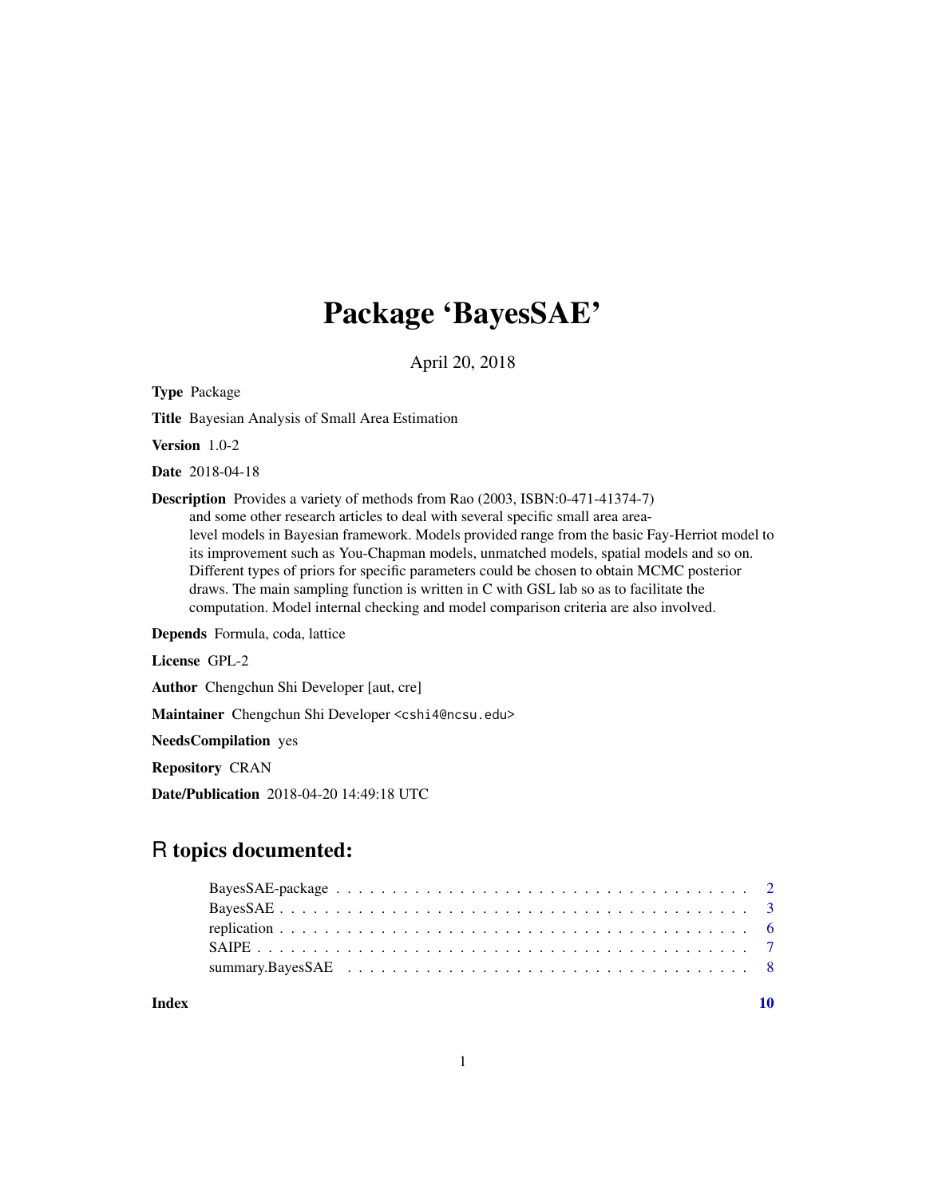# Package 'BayesSAE'

April 20, 2018

**Type** Package

**Title** Bayesian Analysis of Small Area Estimation

**Version** 1.0-2

**Date** 2018-04-18

**Description** Provides a variety of methods from Rao (2003, ISBN:0-471-41374-7) and some other research articles to deal with several specific small area area-level models in Bayesian framework. Models provided range from the basic Fay-Herriot model to its improvement such as You-Chapman models, unmatched models, spatial models and so on. Different types of priors for specific parameters could be chosen to obtain MCMC posterior draws. The main sampling function is written in C with GSL lab so as to facilitate the computation. Model internal checking and model comparison criteria are also involved.

**Depends** Formula, coda, lattice

**License** GPL-2

**Author** Chengchun Shi Developer [aut, cre]

**Maintainer** Chengchun Shi Developer <cshi4@ncsu.edu>

**NeedsCompilation** yes

**Repository** CRAN

**Date/Publication** 2018-04-20 14:49:18 UTC

## R topics documented:

- BayesSAE-package . . . . . . . . . . 2
- BayesSAE . . . . . . . . . . 3
- replication . . . . . . . . . . 6
- SAIPE . . . . . . . . . . 7
- summary.BayesSAE . . . . . . . . . . 8

**Index** **10**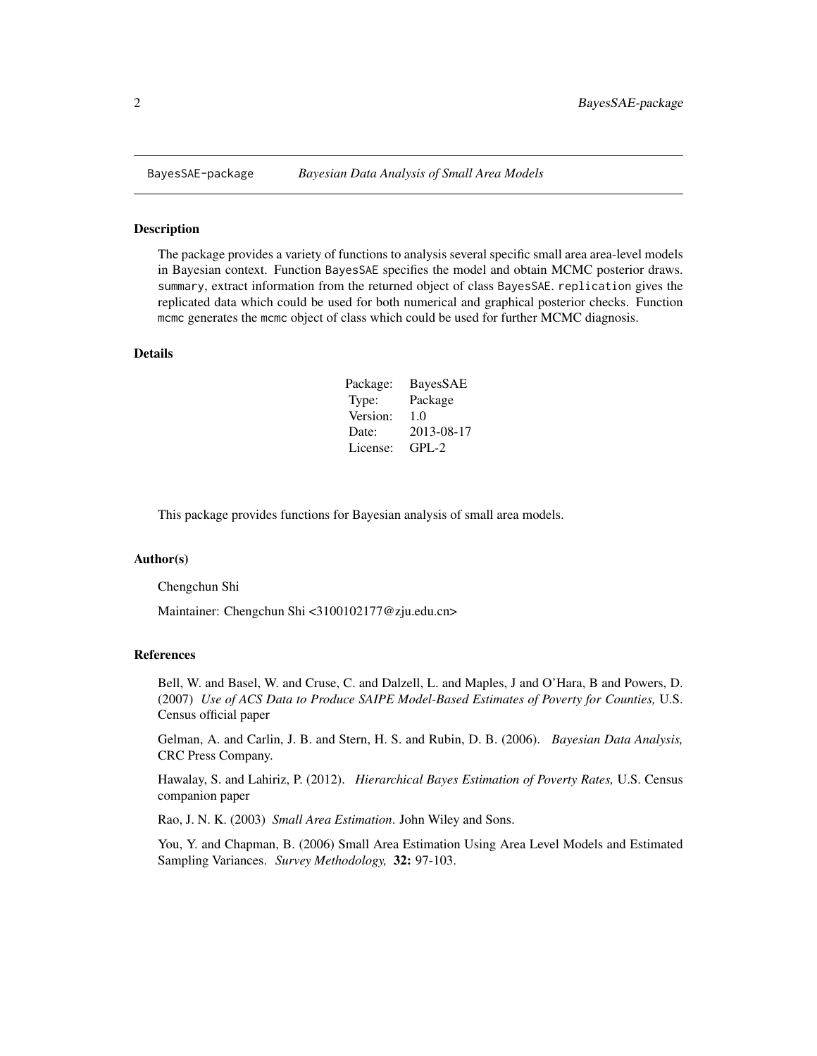BayesSAE-package *Bayesian Data Analysis of Small Area Models*

## Description

The package provides a variety of functions to analysis several specific small area area-level models in Bayesian context. Function `BayesSAE` specifies the model and obtain MCMC posterior draws. `summary`, extract information from the returned object of class `BayesSAE`. `replication` gives the replicated data which could be used for both numerical and graphical posterior checks. Function `mcmc` generates the `mcmc` object of class which could be used for further MCMC diagnosis.

## Details

| | |
|---|---|
| Package: | BayesSAE |
| Type: | Package |
| Version: | 1.0 |
| Date: | 2013-08-17 |
| License: | GPL-2 |

This package provides functions for Bayesian analysis of small area models.

## Author(s)

Chengchun Shi

Maintainer: Chengchun Shi <3100102177@zju.edu.cn>

## References

Bell, W. and Basel, W. and Cruse, C. and Dalzell, L. and Maples, J and O'Hara, B and Powers, D. (2007) *Use of ACS Data to Produce SAIPE Model-Based Estimates of Poverty for Counties,* U.S. Census official paper

Gelman, A. and Carlin, J. B. and Stern, H. S. and Rubin, D. B. (2006). *Bayesian Data Analysis,* CRC Press Company.

Hawalay, S. and Lahiriz, P. (2012). *Hierarchical Bayes Estimation of Poverty Rates,* U.S. Census companion paper

Rao, J. N. K. (2003) *Small Area Estimation*. John Wiley and Sons.

You, Y. and Chapman, B. (2006) Small Area Estimation Using Area Level Models and Estimated Sampling Variances. *Survey Methodology,* **32:** 97-103.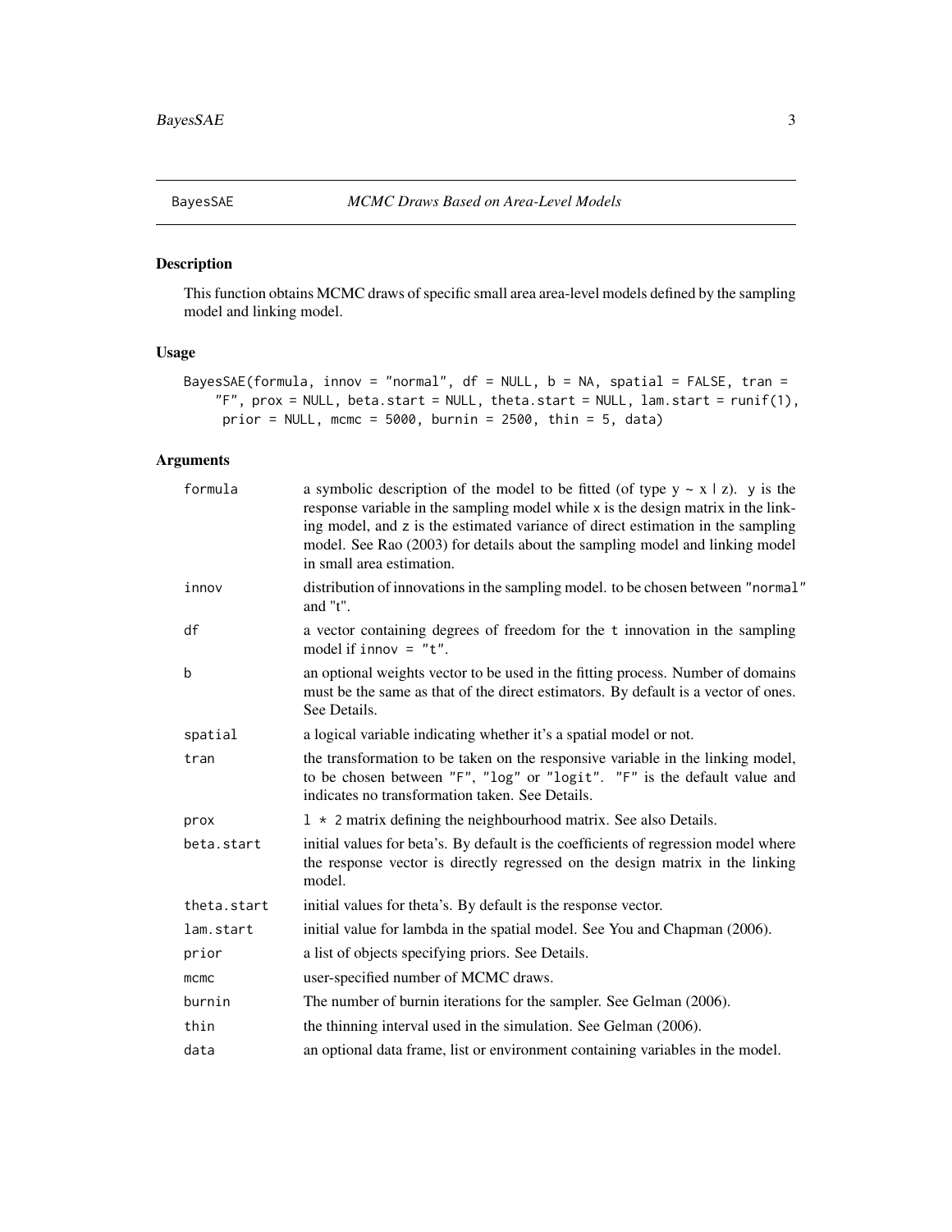BayesSAE *MCMC Draws Based on Area-Level Models*

## Description

This function obtains MCMC draws of specific small area area-level models defined by the sampling model and linking model.

## Usage

```
BayesSAE(formula, innov = "normal", df = NULL, b = NA, spatial = FALSE, tran =
    "F", prox = NULL, beta.start = NULL, theta.start = NULL, lam.start = runif(1),
     prior = NULL, mcmc = 5000, burnin = 2500, thin = 5, data)
```

## Arguments

| | |
|---|---|
| `formula` | a symbolic description of the model to be fitted (of type y ~ x \| z). y is the response variable in the sampling model while x is the design matrix in the linking model, and z is the estimated variance of direct estimation in the sampling model. See Rao (2003) for details about the sampling model and linking model in small area estimation. |
| `innov` | distribution of innovations in the sampling model. to be chosen between "normal" and "t". |
| `df` | a vector containing degrees of freedom for the t innovation in the sampling model if innov = "t". |
| `b` | an optional weights vector to be used in the fitting process. Number of domains must be the same as that of the direct estimators. By default is a vector of ones. See Details. |
| `spatial` | a logical variable indicating whether it's a spatial model or not. |
| `tran` | the transformation to be taken on the responsive variable in the linking model, to be chosen between "F", "log" or "logit". "F" is the default value and indicates no transformation taken. See Details. |
| `prox` | l * 2 matrix defining the neighbourhood matrix. See also Details. |
| `beta.start` | initial values for beta's. By default is the coefficients of regression model where the response vector is directly regressed on the design matrix in the linking model. |
| `theta.start` | initial values for theta's. By default is the response vector. |
| `lam.start` | initial value for lambda in the spatial model. See You and Chapman (2006). |
| `prior` | a list of objects specifying priors. See Details. |
| `mcmc` | user-specified number of MCMC draws. |
| `burnin` | The number of burnin iterations for the sampler. See Gelman (2006). |
| `thin` | the thinning interval used in the simulation. See Gelman (2006). |
| `data` | an optional data frame, list or environment containing variables in the model. |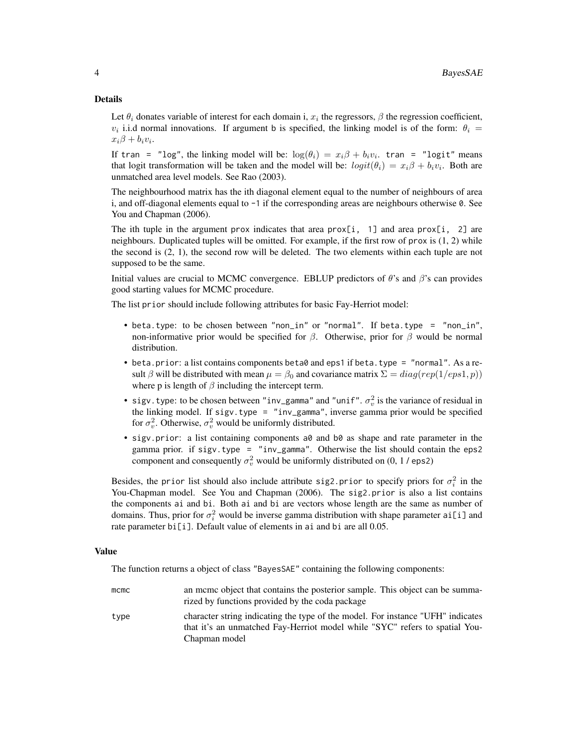### Details

Let $\theta_i$ donates variable of interest for each domain i, $x_i$ the regressors, $\beta$ the regression coefficient, $v_i$ i.i.d normal innovations. If argument b is specified, the linking model is of the form: $\theta_i = x_i\beta + b_i v_i$.

If tran = "log", the linking model will be: $\log(\theta_i) = x_i\beta + b_i v_i$. tran = "logit" means that logit transformation will be taken and the model will be: $logit(\theta_i) = x_i\beta + b_i v_i$. Both are unmatched area level models. See Rao (2003).

The neighbourhood matrix has the ith diagonal element equal to the number of neighbours of area i, and off-diagonal elements equal to -1 if the corresponding areas are neighbours otherwise 0. See You and Chapman (2006).

The ith tuple in the argument prox indicates that area prox[i, 1] and area prox[i, 2] are neighbours. Duplicated tuples will be omitted. For example, if the first row of prox is (1, 2) while the second is (2, 1), the second row will be deleted. The two elements within each tuple are not supposed to be the same.

Initial values are crucial to MCMC convergence. EBLUP predictors of $\theta$'s and $\beta$'s can provides good starting values for MCMC procedure.

The list prior should include following attributes for basic Fay-Herriot model:

- beta.type: to be chosen between "non_in" or "normal". If beta.type = "non_in", non-informative prior would be specified for $\beta$. Otherwise, prior for $\beta$ would be normal distribution.
- beta.prior: a list contains components beta0 and eps1 if beta.type = "normal". As a result $\beta$ will be distributed with mean $\mu = \beta_0$ and covariance matrix $\Sigma = diag(rep(1/eps1, p))$ where p is length of $\beta$ including the intercept term.
- sigv.type: to be chosen between "inv_gamma" and "unif". $\sigma_v^2$ is the variance of residual in the linking model. If sigv.type = "inv_gamma", inverse gamma prior would be specified for $\sigma_v^2$. Otherwise, $\sigma_v^2$ would be uniformly distributed.
- sigv.prior: a list containing components a0 and b0 as shape and rate parameter in the gamma prior. if sigv.type = "inv_gamma". Otherwise the list should contain the eps2 component and consequently $\sigma_v^2$ would be uniformly distributed on (0, 1 / eps2)

Besides, the prior list should also include attribute sig2.prior to specify priors for $\sigma_i^2$ in the You-Chapman model. See You and Chapman (2006). The sig2.prior is also a list contains the components ai and bi. Both ai and bi are vectors whose length are the same as number of domains. Thus, prior for $\sigma_i^2$ would be inverse gamma distribution with shape parameter ai[i] and rate parameter bi[i]. Default value of elements in ai and bi are all 0.05.

### Value

The function returns a object of class "BayesSAE" containing the following components:

| | |
|---|---|
| mcmc | an mcmc object that contains the posterior sample. This object can be summarized by functions provided by the coda package |
| type | character string indicating the type of the model. For instance "UFH" indicates that it's an unmatched Fay-Herriot model while "SYC" refers to spatial You-Chapman model |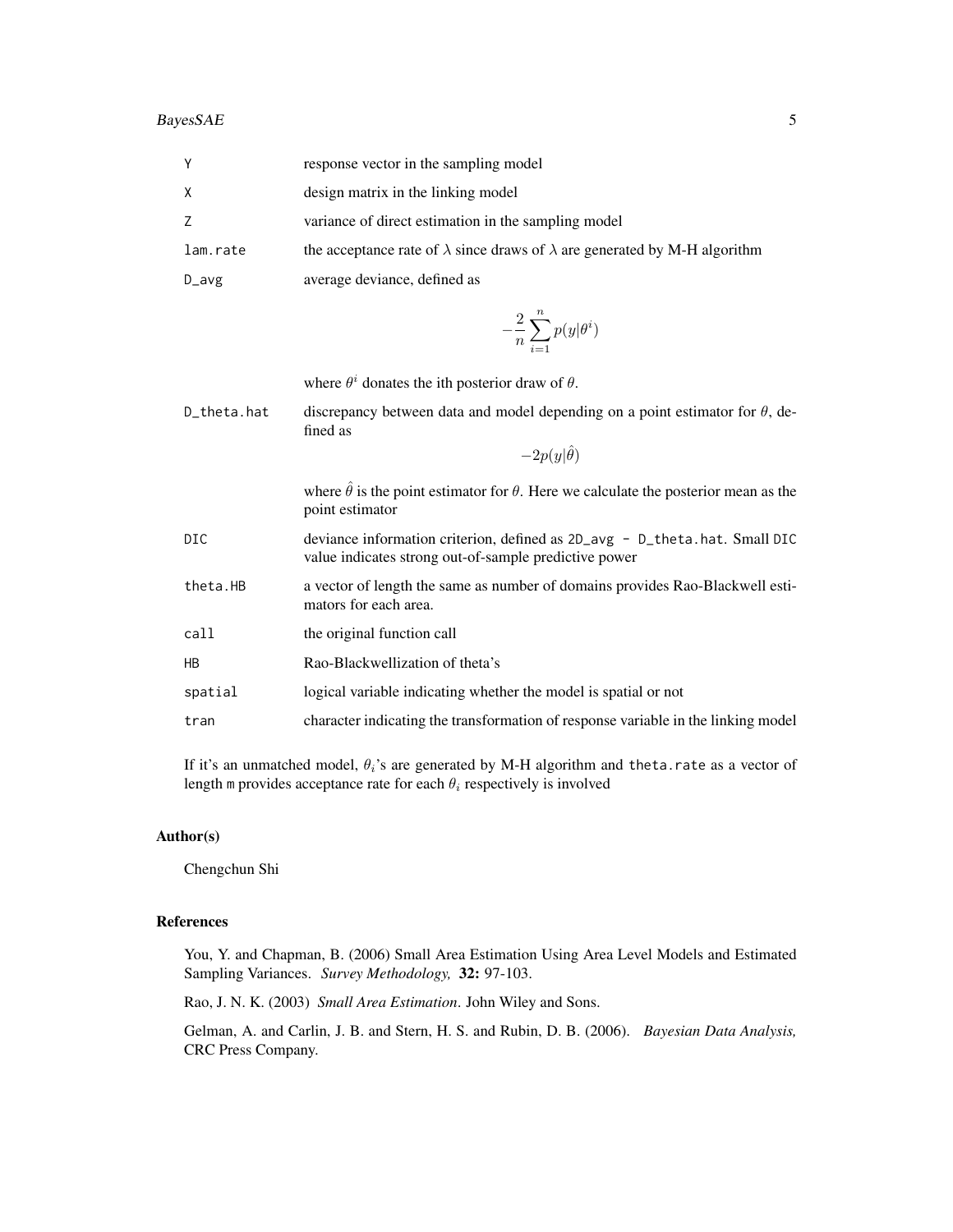| | |
|---|---|
| `Y` | response vector in the sampling model |
| `X` | design matrix in the linking model |
| `Z` | variance of direct estimation in the sampling model |
| `lam.rate` | the acceptance rate of $\lambda$ since draws of $\lambda$ are generated by M-H algorithm |
| `D_avg` | average deviance, defined as $$-\frac{2}{n}\sum_{i=1}^{n} p(y\|\theta^i)$$ where $\theta^i$ donates the ith posterior draw of $\theta$. |
| `D_theta.hat` | discrepancy between data and model depending on a point estimator for $\theta$, defined as $$-2p(y\|\hat{\theta})$$ where $\hat{\theta}$ is the point estimator for $\theta$. Here we calculate the posterior mean as the point estimator |
| `DIC` | deviance information criterion, defined as `2D_avg - D_theta.hat`. Small `DIC` value indicates strong out-of-sample predictive power |
| `theta.HB` | a vector of length the same as number of domains provides Rao-Blackwell estimators for each area. |
| `call` | the original function call |
| `HB` | Rao-Blackwellization of theta's |
| `spatial` | logical variable indicating whether the model is spatial or not |
| `tran` | character indicating the transformation of response variable in the linking model |

If it's an unmatched model, $\theta_i$'s are generated by M-H algorithm and `theta.rate` as a vector of length `m` provides acceptance rate for each $\theta_i$ respectively is involved

## Author(s)

Chengchun Shi

## References

You, Y. and Chapman, B. (2006) Small Area Estimation Using Area Level Models and Estimated Sampling Variances. *Survey Methodology,* **32:** 97-103.

Rao, J. N. K. (2003) *Small Area Estimation*. John Wiley and Sons.

Gelman, A. and Carlin, J. B. and Stern, H. S. and Rubin, D. B. (2006). *Bayesian Data Analysis,* CRC Press Company.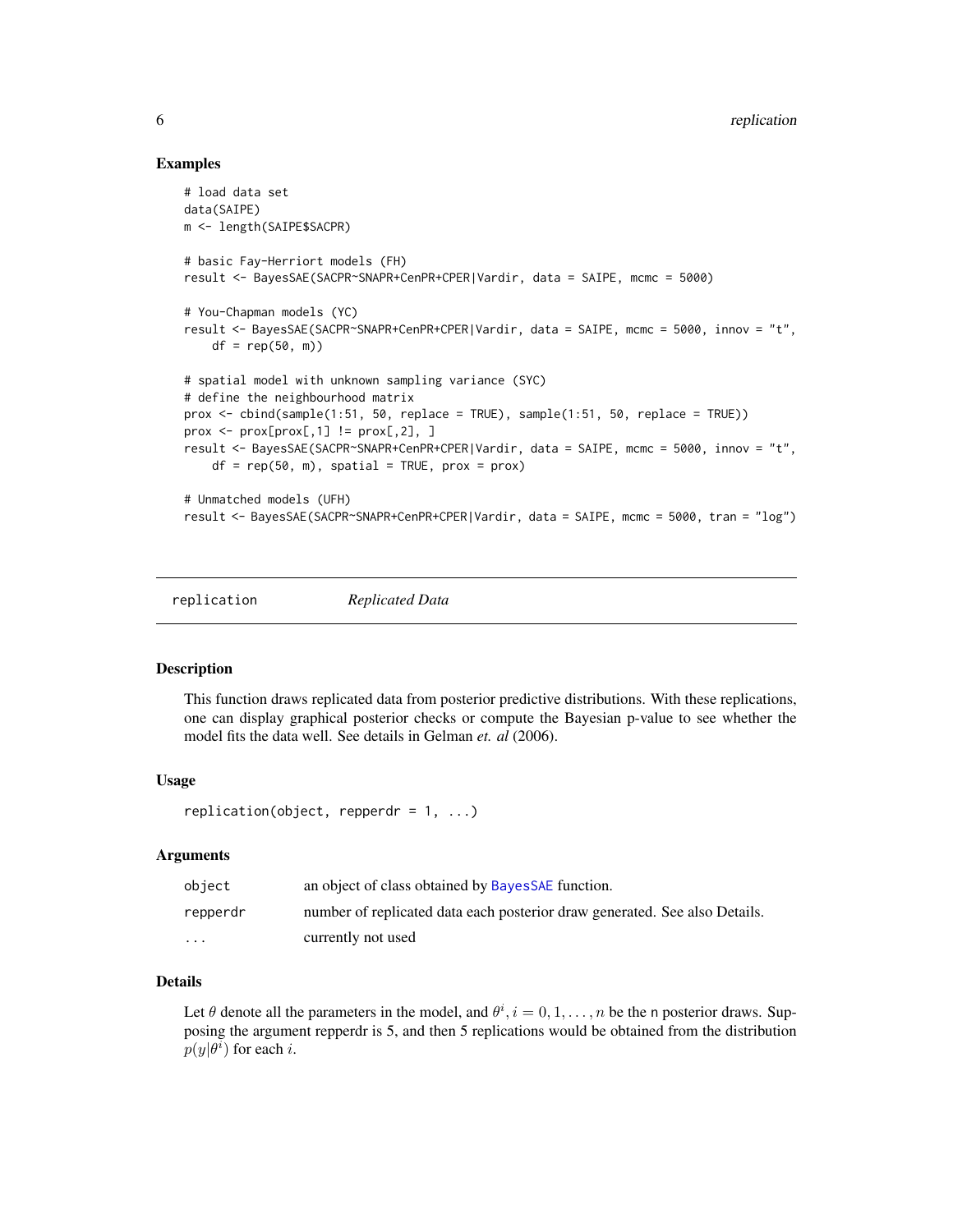## Examples

```
# load data set
data(SAIPE)
m <- length(SAIPE$SACPR)

# basic Fay-Herriort models (FH)
result <- BayesSAE(SACPR~SNAPR+CenPR+CPER|Vardir, data = SAIPE, mcmc = 5000)

# You-Chapman models (YC)
result <- BayesSAE(SACPR~SNAPR+CenPR+CPER|Vardir, data = SAIPE, mcmc = 5000, innov = "t",
    df = rep(50, m))

# spatial model with unknown sampling variance (SYC)
# define the neighbourhood matrix
prox <- cbind(sample(1:51, 50, replace = TRUE), sample(1:51, 50, replace = TRUE))
prox <- prox[prox[,1] != prox[,2], ]
result <- BayesSAE(SACPR~SNAPR+CenPR+CPER|Vardir, data = SAIPE, mcmc = 5000, innov = "t",
    df = rep(50, m), spatial = TRUE, prox = prox)

# Unmatched models (UFH)
result <- BayesSAE(SACPR~SNAPR+CenPR+CPER|Vardir, data = SAIPE, mcmc = 5000, tran = "log")
```

---

# replication *Replicated Data*

---

## Description

This function draws replicated data from posterior predictive distributions. With these replications, one can display graphical posterior checks or compute the Bayesian p-value to see whether the model fits the data well. See details in Gelman *et. al* (2006).

## Usage

```
replication(object, repperdr = 1, ...)
```

## Arguments

| | |
|---|---|
| object | an object of class obtained by BayesSAE function. |
| repperdr | number of replicated data each posterior draw generated. See also Details. |
| ... | currently not used |

## Details

Let $\theta$ denote all the parameters in the model, and $\theta^i, i = 0, 1, \ldots, n$ be the n posterior draws. Supposing the argument repperdr is 5, and then 5 replications would be obtained from the distribution $p(y|\theta^i)$ for each $i$.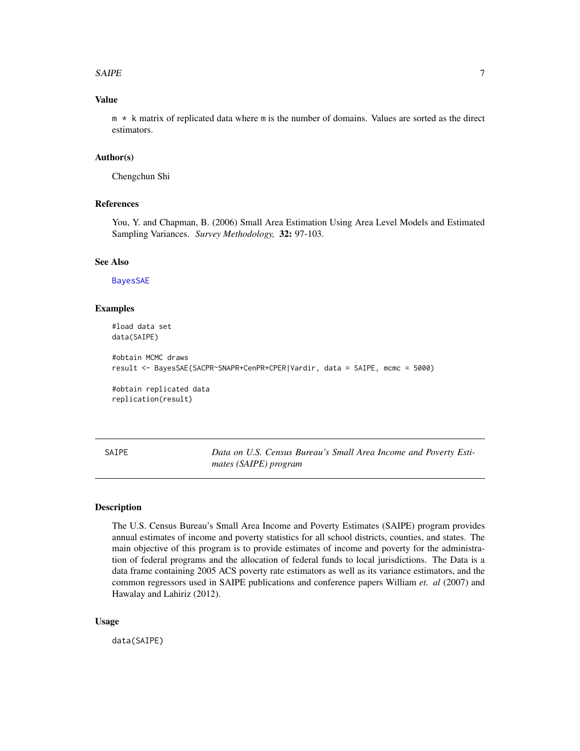## Value

`m * k` matrix of replicated data where `m` is the number of domains. Values are sorted as the direct estimators.

## Author(s)

Chengchun Shi

## References

You, Y. and Chapman, B. (2006) Small Area Estimation Using Area Level Models and Estimated Sampling Variances. *Survey Methodology,* **32:** 97-103.

## See Also

BayesSAE

## Examples

```
#load data set
data(SAIPE)

#obtain MCMC draws
result <- BayesSAE(SACPR~SNAPR+CenPR+CPER|Vardir, data = SAIPE, mcmc = 5000)

#obtain replicated data
replication(result)
```

---

# SAIPE — *Data on U.S. Census Bureau's Small Area Income and Poverty Estimates (SAIPE) program*

## Description

The U.S. Census Bureau's Small Area Income and Poverty Estimates (SAIPE) program provides annual estimates of income and poverty statistics for all school districts, counties, and states. The main objective of this program is to provide estimates of income and poverty for the administration of federal programs and the allocation of federal funds to local jurisdictions. The Data is a data frame containing 2005 ACS poverty rate estimators as well as its variance estimators, and the common regressors used in SAIPE publications and conference papers William *et. al* (2007) and Hawalay and Lahiriz (2012).

## Usage

```
data(SAIPE)
```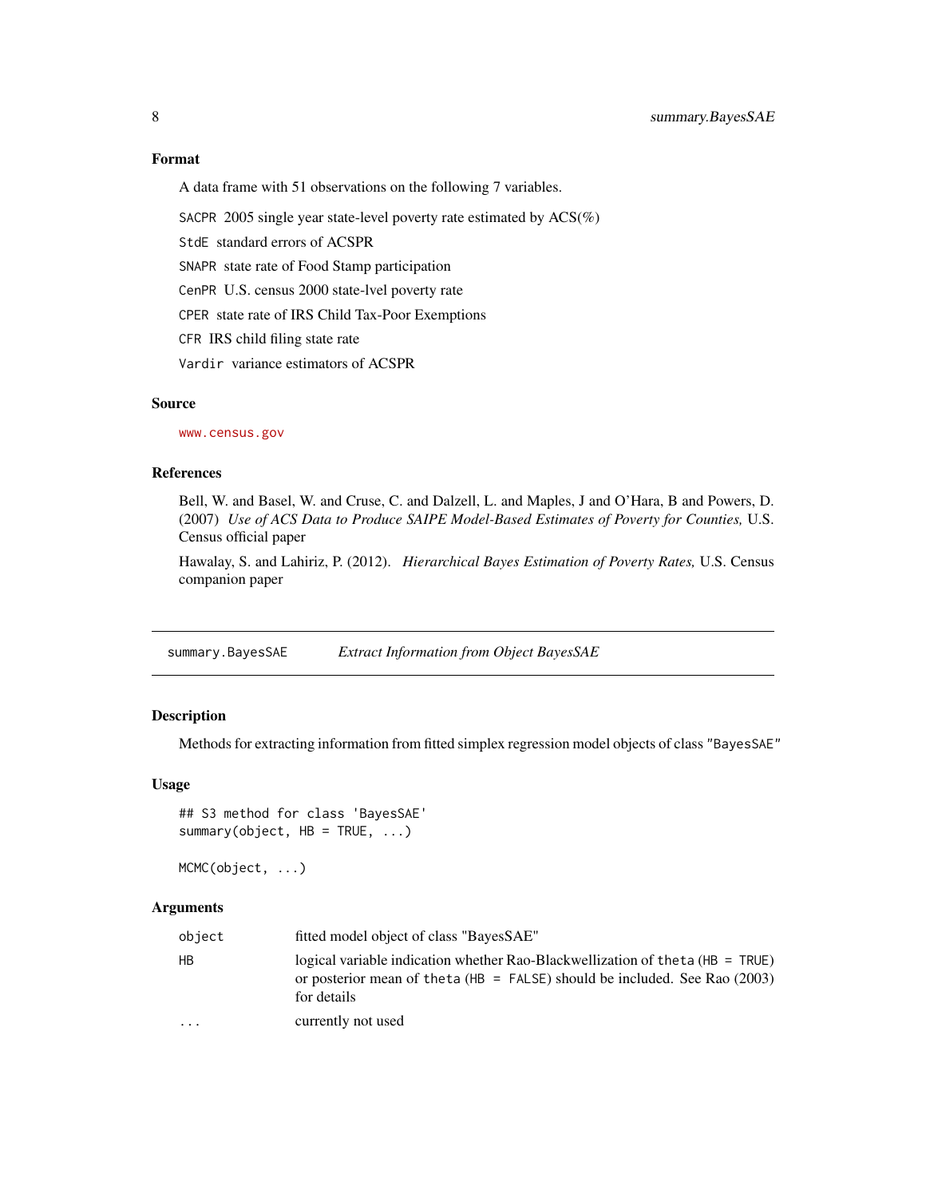### Format

A data frame with 51 observations on the following 7 variables.

`SACPR` 2005 single year state-level poverty rate estimated by ACS(%)

`StdE` standard errors of ACSPR

`SNAPR` state rate of Food Stamp participation

`CenPR` U.S. census 2000 state-lvel poverty rate

`CPER` state rate of IRS Child Tax-Poor Exemptions

`CFR` IRS child filing state rate

`Vardir` variance estimators of ACSPR

### Source

www.census.gov

### References

Bell, W. and Basel, W. and Cruse, C. and Dalzell, L. and Maples, J and O'Hara, B and Powers, D. (2007) *Use of ACS Data to Produce SAIPE Model-Based Estimates of Poverty for Counties,* U.S. Census official paper

Hawalay, S. and Lahiriz, P. (2012). *Hierarchical Bayes Estimation of Poverty Rates,* U.S. Census companion paper

---

## summary.BayesSAE — *Extract Information from Object BayesSAE*

### Description

Methods for extracting information from fitted simplex regression model objects of class "BayesSAE"

### Usage

```
## S3 method for class 'BayesSAE'
summary(object, HB = TRUE, ...)

MCMC(object, ...)
```

### Arguments

| | |
|---|---|
| `object` | fitted model object of class "BayesSAE" |
| `HB` | logical variable indication whether Rao-Blackwellization of `theta` (`HB = TRUE`) or posterior mean of `theta` (`HB = FALSE`) should be included. See Rao (2003) for details |
| `...` | currently not used |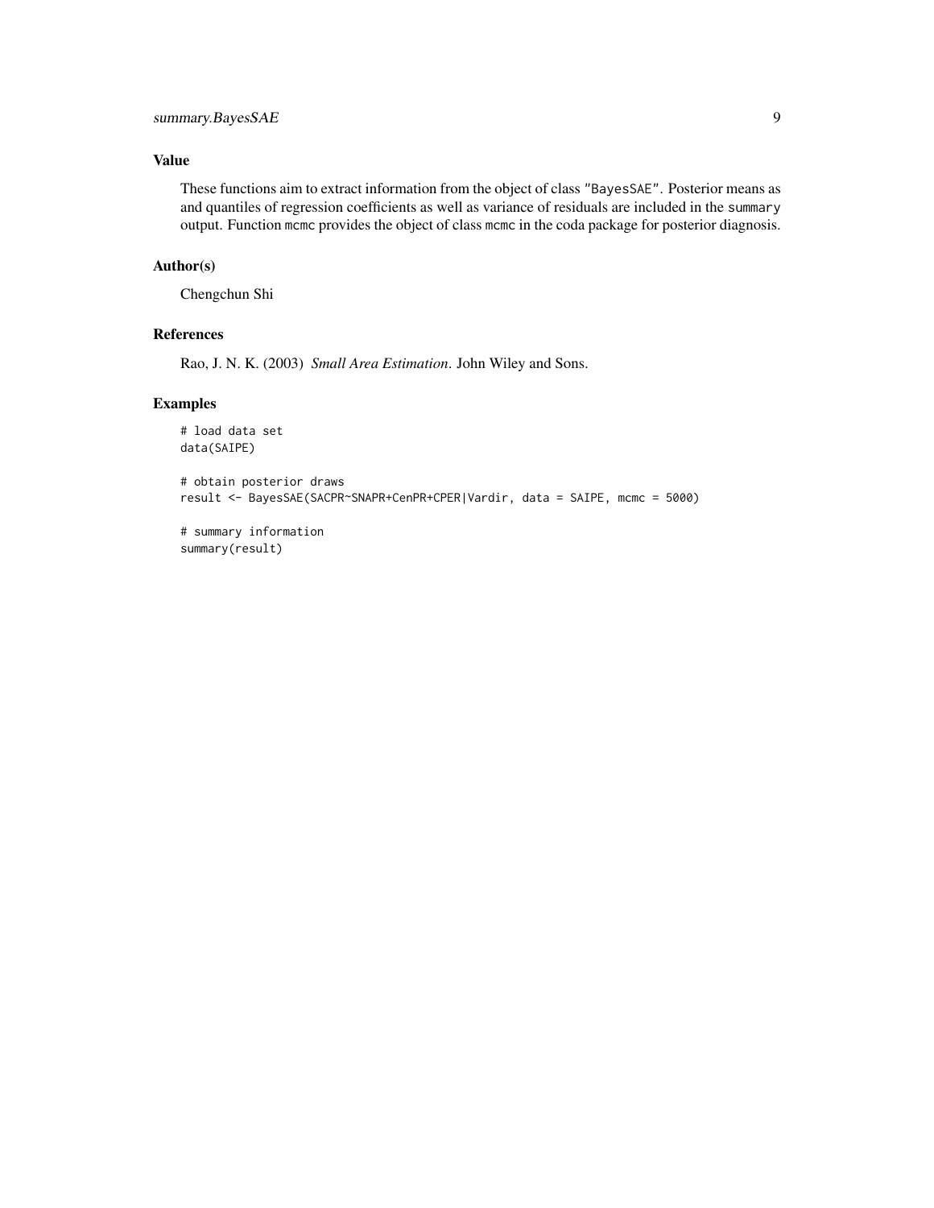## Value

These functions aim to extract information from the object of class "BayesSAE". Posterior means as and quantiles of regression coefficients as well as variance of residuals are included in the summary output. Function mcmc provides the object of class mcmc in the coda package for posterior diagnosis.

## Author(s)

Chengchun Shi

## References

Rao, J. N. K. (2003) *Small Area Estimation*. John Wiley and Sons.

## Examples

```
# load data set
data(SAIPE)

# obtain posterior draws
result <- BayesSAE(SACPR~SNAPR+CenPR+CPER|Vardir, data = SAIPE, mcmc = 5000)

# summary information
summary(result)
```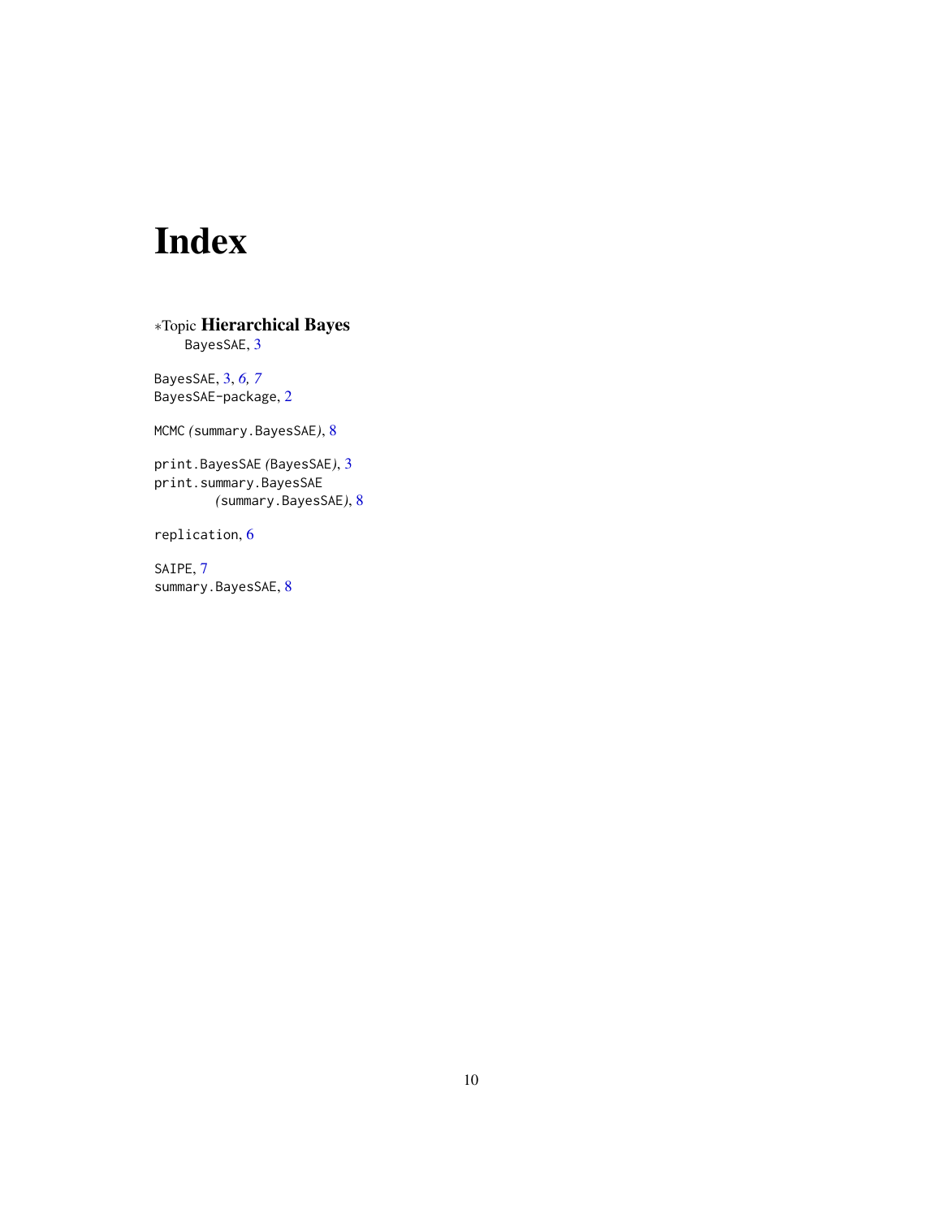# Index

∗Topic **Hierarchical Bayes**
    BayesSAE, 3

BayesSAE, 3, *6, 7*
BayesSAE-package, 2

MCMC *(*summary.BayesSAE*)*, 8

print.BayesSAE *(*BayesSAE*)*, 3
print.summary.BayesSAE
        *(*summary.BayesSAE*)*, 8

replication, 6

SAIPE, 7
summary.BayesSAE, 8